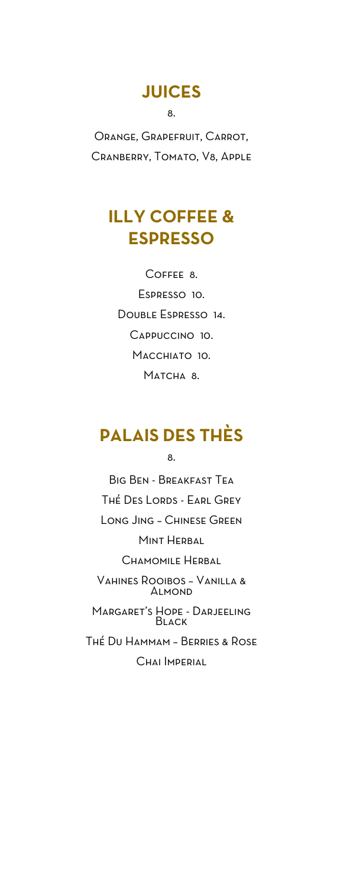## JUICES

8.

Orange, Grapefruit, Carrot,
Cranberry, Tomato, V8, Apple

## ILLY COFFEE & ESPRESSO

Coffee 8.

Espresso 10.

Double Espresso 14.

Cappuccino 10.

Macchiato 10.

Matcha 8.

## PALAIS DES THÈS

8.

Big Ben - Breakfast Tea

Thé Des Lords - Earl Grey

Long Jing – Chinese Green

Mint Herbal

Chamomile Herbal

Vahines Rooibos – Vanilla & Almond

Margaret's Hope - Darjeeling Black

Thé Du Hammam – Berries & Rose

Chai Imperial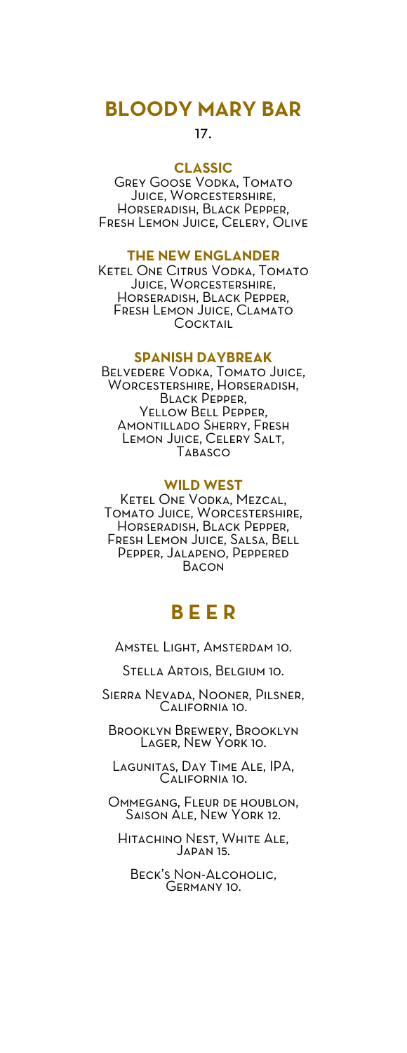# BLOODY MARY BAR

17.

### CLASSIC

Grey Goose Vodka, Tomato Juice, Worcestershire, Horseradish, Black Pepper, Fresh Lemon Juice, Celery, Olive

### THE NEW ENGLANDER

Ketel One Citrus Vodka, Tomato Juice, Worcestershire, Horseradish, Black Pepper, Fresh Lemon Juice, Clamato Cocktail

### SPANISH DAYBREAK

Belvedere Vodka, Tomato Juice, Worcestershire, Horseradish, Black Pepper, Yellow Bell Pepper, Amontillado Sherry, Fresh Lemon Juice, Celery Salt, Tabasco

### WILD WEST

Ketel One Vodka, Mezcal, Tomato Juice, Worcestershire, Horseradish, Black Pepper, Fresh Lemon Juice, Salsa, Bell Pepper, Jalapeno, Peppered Bacon

# BEER

Amstel Light, Amsterdam 10.

Stella Artois, Belgium 10.

Sierra Nevada, Nooner, Pilsner, California 10.

Brooklyn Brewery, Brooklyn Lager, New York 10.

Lagunitas, Day Time Ale, IPA, California 10.

Ommegang, Fleur de houblon, Saison Ale, New York 12.

Hitachino Nest, White Ale, Japan 15.

Beck's Non-Alcoholic, Germany 10.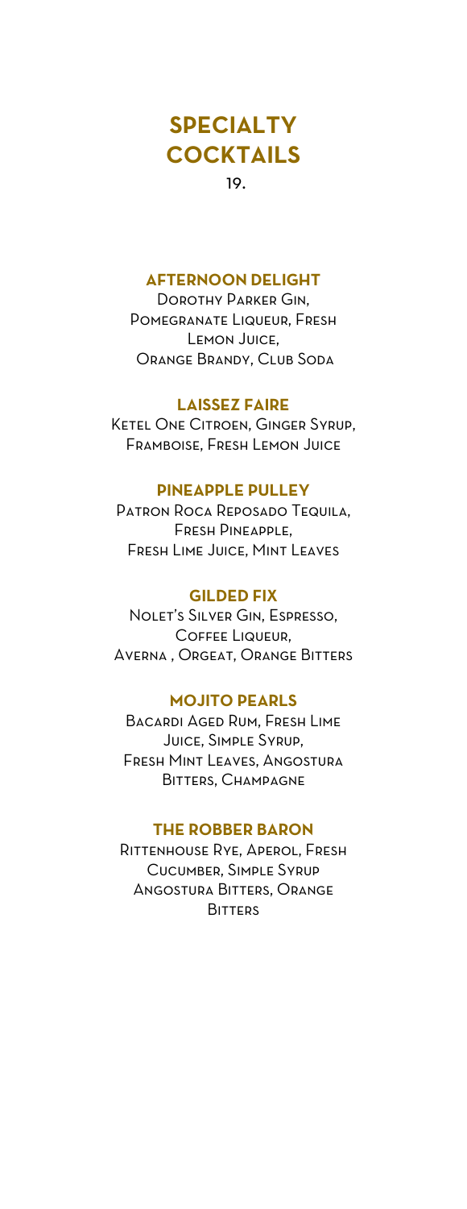# SPECIALTY COCKTAILS

19.

### AFTERNOON DELIGHT

Dorothy Parker Gin, Pomegranate Liqueur, Fresh Lemon Juice, Orange Brandy, Club Soda

### LAISSEZ FAIRE

Ketel One Citroen, Ginger Syrup, Framboise, Fresh Lemon Juice

### PINEAPPLE PULLEY

Patron Roca Reposado Tequila, Fresh Pineapple, Fresh Lime Juice, Mint Leaves

### GILDED FIX

Nolet's Silver Gin, Espresso, Coffee Liqueur, Averna , Orgeat, Orange Bitters

### MOJITO PEARLS

Bacardi Aged Rum, Fresh Lime Juice, Simple Syrup, Fresh Mint Leaves, Angostura Bitters, Champagne

### THE ROBBER BARON

Rittenhouse Rye, Aperol, Fresh Cucumber, Simple Syrup Angostura Bitters, Orange Bitters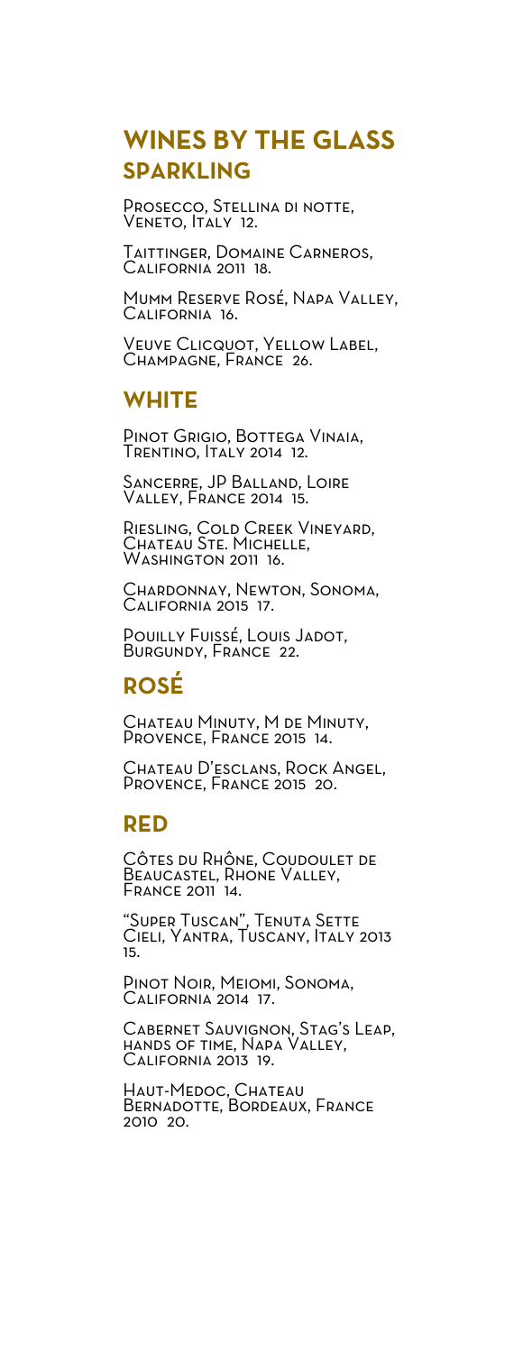# WINES BY THE GLASS

## SPARKLING

Prosecco, Stellina di notte, Veneto, Italy 12.

Taittinger, Domaine Carneros, California 2011 18.

Mumm Reserve Rosé, Napa Valley, California 16.

Veuve Clicquot, Yellow Label, Champagne, France 26.

## WHITE

Pinot Grigio, Bottega Vinaia, Trentino, Italy 2014 12.

Sancerre, JP Balland, Loire Valley, France 2014 15.

Riesling, Cold Creek Vineyard, Chateau Ste. Michelle, Washington 2011 16.

Chardonnay, Newton, Sonoma, California 2015 17.

Pouilly Fuissé, Louis Jadot, Burgundy, France 22.

## ROSÉ

Chateau Minuty, M de Minuty, Provence, France 2015 14.

Chateau D'esclans, Rock Angel, Provence, France 2015 20.

## RED

Côtes du Rhône, Coudoulet de Beaucastel, Rhone Valley, France 2011 14.

"Super Tuscan", Tenuta Sette Cieli, Yantra, Tuscany, Italy 2013 15.

Pinot Noir, Meiomi, Sonoma, California 2014 17.

Cabernet Sauvignon, Stag's Leap, hands of time, Napa Valley, California 2013 19.

Haut-Medoc, Chateau Bernadotte, Bordeaux, France 2010 20.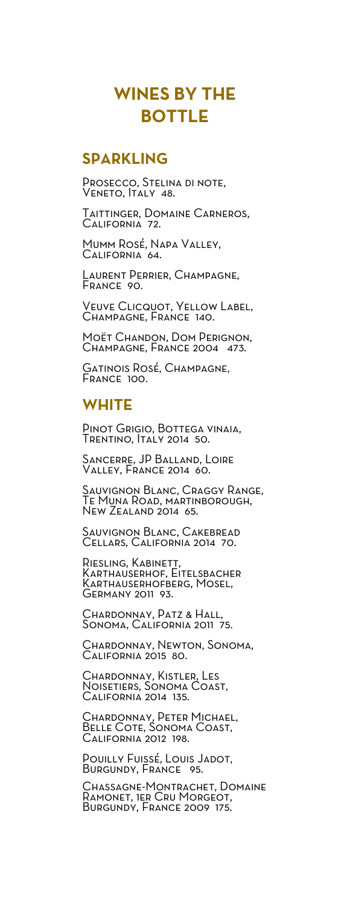# WINES BY THE BOTTLE

## SPARKLING

Prosecco, Stelina di note, Veneto, Italy 48.

Taittinger, Domaine Carneros, California 72.

Mumm Rosé, Napa Valley, California 64.

Laurent Perrier, Champagne, France 90.

Veuve Clicquot, Yellow Label, Champagne, France 140.

Moët Chandon, Dom Perignon, Champagne, France 2004 473.

Gatinois Rosé, Champagne, France 100.

## WHITE

Pinot Grigio, Bottega vinaia, Trentino, Italy 2014 50.

Sancerre, JP Balland, Loire Valley, France 2014 60.

Sauvignon Blanc, Craggy Range, Te Muna Road, martinborough, New Zealand 2014 65.

Sauvignon Blanc, Cakebread Cellars, California 2014 70.

Riesling, Kabinett, Karthauserhof, Eitelsbacher Karthauserhofberg, Mosel, Germany 2011 93.

Chardonnay, Patz & Hall, Sonoma, California 2011 75.

Chardonnay, Newton, Sonoma, California 2015 80.

Chardonnay, Kistler, Les Noisetiers, Sonoma Coast, California 2014 135.

Chardonnay, Peter Michael, Belle Cote, Sonoma Coast, California 2012 198.

Pouilly Fuissé, Louis Jadot, Burgundy, France 95.

Chassagne-Montrachet, Domaine Ramonet, 1er Cru Morgeot, Burgundy, France 2009 175.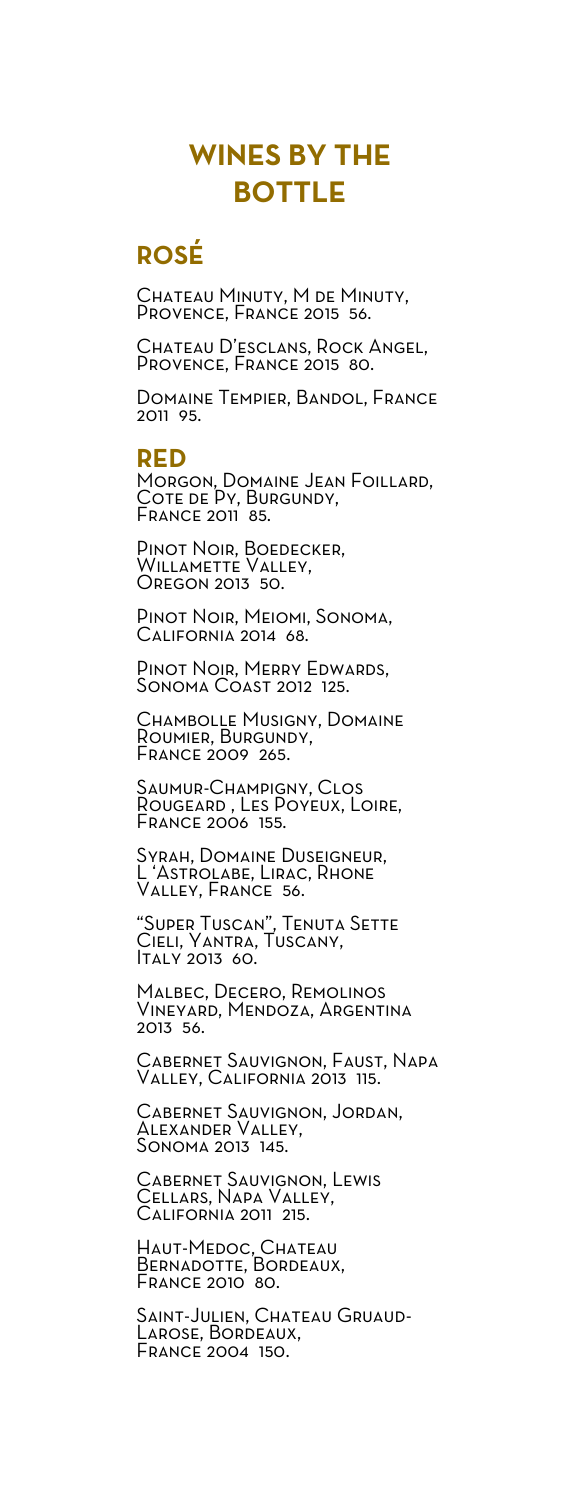# WINES BY THE BOTTLE

## ROSÉ

Chateau Minuty, M de Minuty, Provence, France 2015 56.

Chateau D'esclans, Rock Angel, Provence, France 2015 80.

Domaine Tempier, Bandol, France 2011 95.

## RED

Morgon, Domaine Jean Foillard, Cote de Py, Burgundy, France 2011 85.

Pinot Noir, Boedecker, Willamette Valley, Oregon 2013 50.

Pinot Noir, Meiomi, Sonoma, California 2014 68.

Pinot Noir, Merry Edwards, Sonoma Coast 2012 125.

Chambolle Musigny, Domaine Roumier, Burgundy, France 2009 265.

Saumur-Champigny, Clos Rougeard , Les Poyeux, Loire, France 2006 155.

Syrah, Domaine Duseigneur, L 'Astrolabe, Lirac, Rhone Valley, France 56.

"Super Tuscan", Tenuta Sette Cieli, Yantra, Tuscany, Italy 2013 60.

Malbec, Decero, Remolinos Vineyard, Mendoza, Argentina 2013 56.

Cabernet Sauvignon, Faust, Napa Valley, California 2013 115.

Cabernet Sauvignon, Jordan, Alexander Valley, Sonoma 2013 145.

Cabernet Sauvignon, Lewis Cellars, Napa Valley, California 2011 215.

Haut-Medoc, Chateau Bernadotte, Bordeaux, France 2010 80.

Saint-Julien, Chateau Gruaud-Larose, Bordeaux, France 2004 150.